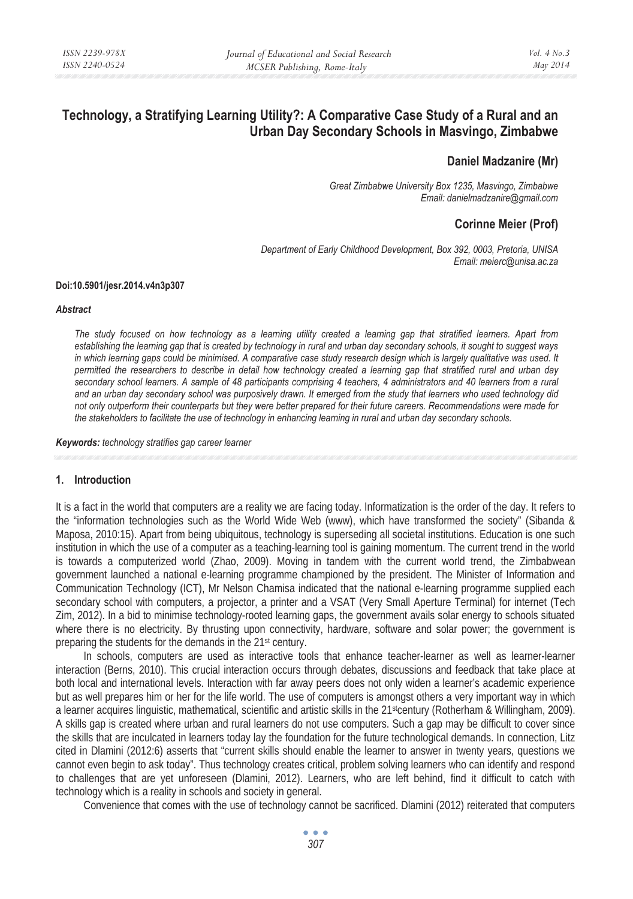# Technology, a Stratifying Learning Utility?: A Comparative Case Study of a Rural and an Urban Day Secondary Schools in Masvingo, Zimbabwe

**Daniel Madzanire (Mr)**

*Great Zimbabwe University Box 1235, Masvingo, Zimbabwe*
*Email: danielmadzanire@gmail.com*

**Corinne Meier (Prof)**

*Department of Early Childhood Development, Box 392, 0003, Pretoria, UNISA*
*Email: meierc@unisa.ac.za*

**Doi:10.5901/jesr.2014.v4n3p307**

***Abstract***

*The study focused on how technology as a learning utility created a learning gap that stratified learners. Apart from establishing the learning gap that is created by technology in rural and urban day secondary schools, it sought to suggest ways in which learning gaps could be minimised. A comparative case study research design which is largely qualitative was used. It permitted the researchers to describe in detail how technology created a learning gap that stratified rural and urban day secondary school learners. A sample of 48 participants comprising 4 teachers, 4 administrators and 40 learners from a rural and an urban day secondary school was purposively drawn. It emerged from the study that learners who used technology did not only outperform their counterparts but they were better prepared for their future careers. Recommendations were made for the stakeholders to facilitate the use of technology in enhancing learning in rural and urban day secondary schools.*

***Keywords:** technology stratifies gap career learner*

## 1. Introduction

It is a fact in the world that computers are a reality we are facing today. Informatization is the order of the day. It refers to the "information technologies such as the World Wide Web (www), which have transformed the society" (Sibanda & Maposa, 2010:15). Apart from being ubiquitous, technology is superseding all societal institutions. Education is one such institution in which the use of a computer as a teaching-learning tool is gaining momentum. The current trend in the world is towards a computerized world (Zhao, 2009). Moving in tandem with the current world trend, the Zimbabwean government launched a national e-learning programme championed by the president. The Minister of Information and Communication Technology (ICT), Mr Nelson Chamisa indicated that the national e-learning programme supplied each secondary school with computers, a projector, a printer and a VSAT (Very Small Aperture Terminal) for internet (Tech Zim, 2012). In a bid to minimise technology-rooted learning gaps, the government avails solar energy to schools situated where there is no electricity. By thrusting upon connectivity, hardware, software and solar power; the government is preparing the students for the demands in the 21st century.

In schools, computers are used as interactive tools that enhance teacher-learner as well as learner-learner interaction (Berns, 2010). This crucial interaction occurs through debates, discussions and feedback that take place at both local and international levels. Interaction with far away peers does not only widen a learner's academic experience but as well prepares him or her for the life world. The use of computers is amongst others a very important way in which a learner acquires linguistic, mathematical, scientific and artistic skills in the 21stcentury (Rotherham & Willingham, 2009). A skills gap is created where urban and rural learners do not use computers. Such a gap may be difficult to cover since the skills that are inculcated in learners today lay the foundation for the future technological demands. In connection, Litz cited in Dlamini (2012:6) asserts that "current skills should enable the learner to answer in twenty years, questions we cannot even begin to ask today". Thus technology creates critical, problem solving learners who can identify and respond to challenges that are yet unforeseen (Dlamini, 2012). Learners, who are left behind, find it difficult to catch with technology which is a reality in schools and society in general.

Convenience that comes with the use of technology cannot be sacrificed. Dlamini (2012) reiterated that computers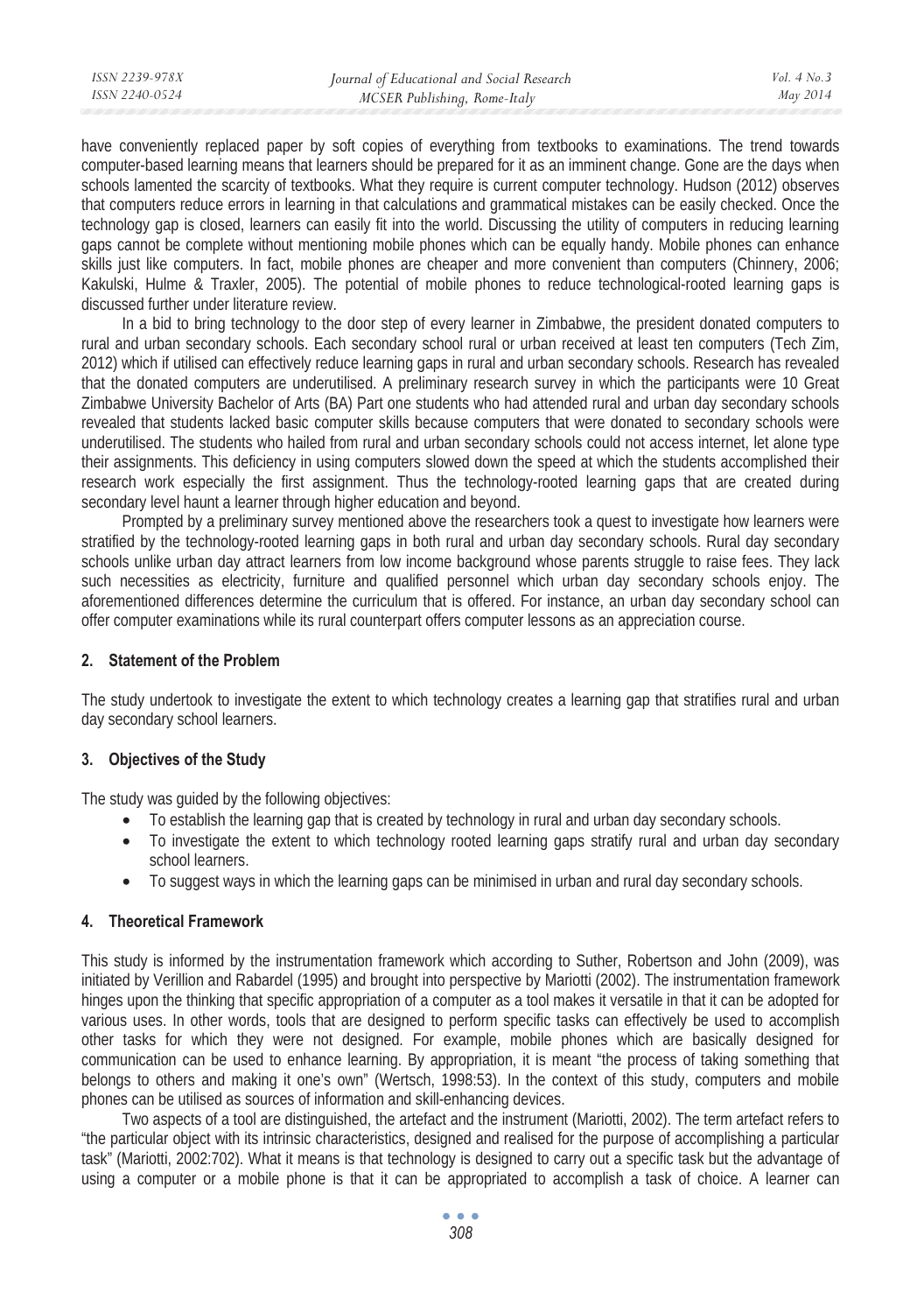have conveniently replaced paper by soft copies of everything from textbooks to examinations. The trend towards computer-based learning means that learners should be prepared for it as an imminent change. Gone are the days when schools lamented the scarcity of textbooks. What they require is current computer technology. Hudson (2012) observes that computers reduce errors in learning in that calculations and grammatical mistakes can be easily checked. Once the technology gap is closed, learners can easily fit into the world. Discussing the utility of computers in reducing learning gaps cannot be complete without mentioning mobile phones which can be equally handy. Mobile phones can enhance skills just like computers. In fact, mobile phones are cheaper and more convenient than computers (Chinnery, 2006; Kakulski, Hulme & Traxler, 2005). The potential of mobile phones to reduce technological-rooted learning gaps is discussed further under literature review.

In a bid to bring technology to the door step of every learner in Zimbabwe, the president donated computers to rural and urban secondary schools. Each secondary school rural or urban received at least ten computers (Tech Zim, 2012) which if utilised can effectively reduce learning gaps in rural and urban secondary schools. Research has revealed that the donated computers are underutilised. A preliminary research survey in which the participants were 10 Great Zimbabwe University Bachelor of Arts (BA) Part one students who had attended rural and urban day secondary schools revealed that students lacked basic computer skills because computers that were donated to secondary schools were underutilised. The students who hailed from rural and urban secondary schools could not access internet, let alone type their assignments. This deficiency in using computers slowed down the speed at which the students accomplished their research work especially the first assignment. Thus the technology-rooted learning gaps that are created during secondary level haunt a learner through higher education and beyond.

Prompted by a preliminary survey mentioned above the researchers took a quest to investigate how learners were stratified by the technology-rooted learning gaps in both rural and urban day secondary schools. Rural day secondary schools unlike urban day attract learners from low income background whose parents struggle to raise fees. They lack such necessities as electricity, furniture and qualified personnel which urban day secondary schools enjoy. The aforementioned differences determine the curriculum that is offered. For instance, an urban day secondary school can offer computer examinations while its rural counterpart offers computer lessons as an appreciation course.

## 2. Statement of the Problem

The study undertook to investigate the extent to which technology creates a learning gap that stratifies rural and urban day secondary school learners.

## 3. Objectives of the Study

The study was guided by the following objectives:

- To establish the learning gap that is created by technology in rural and urban day secondary schools.
- To investigate the extent to which technology rooted learning gaps stratify rural and urban day secondary school learners.
- To suggest ways in which the learning gaps can be minimised in urban and rural day secondary schools.

## 4. Theoretical Framework

This study is informed by the instrumentation framework which according to Suther, Robertson and John (2009), was initiated by Verillion and Rabardel (1995) and brought into perspective by Mariotti (2002). The instrumentation framework hinges upon the thinking that specific appropriation of a computer as a tool makes it versatile in that it can be adopted for various uses. In other words, tools that are designed to perform specific tasks can effectively be used to accomplish other tasks for which they were not designed. For example, mobile phones which are basically designed for communication can be used to enhance learning. By appropriation, it is meant "the process of taking something that belongs to others and making it one's own" (Wertsch, 1998:53). In the context of this study, computers and mobile phones can be utilised as sources of information and skill-enhancing devices.

Two aspects of a tool are distinguished, the artefact and the instrument (Mariotti, 2002). The term artefact refers to "the particular object with its intrinsic characteristics, designed and realised for the purpose of accomplishing a particular task" (Mariotti, 2002:702). What it means is that technology is designed to carry out a specific task but the advantage of using a computer or a mobile phone is that it can be appropriated to accomplish a task of choice. A learner can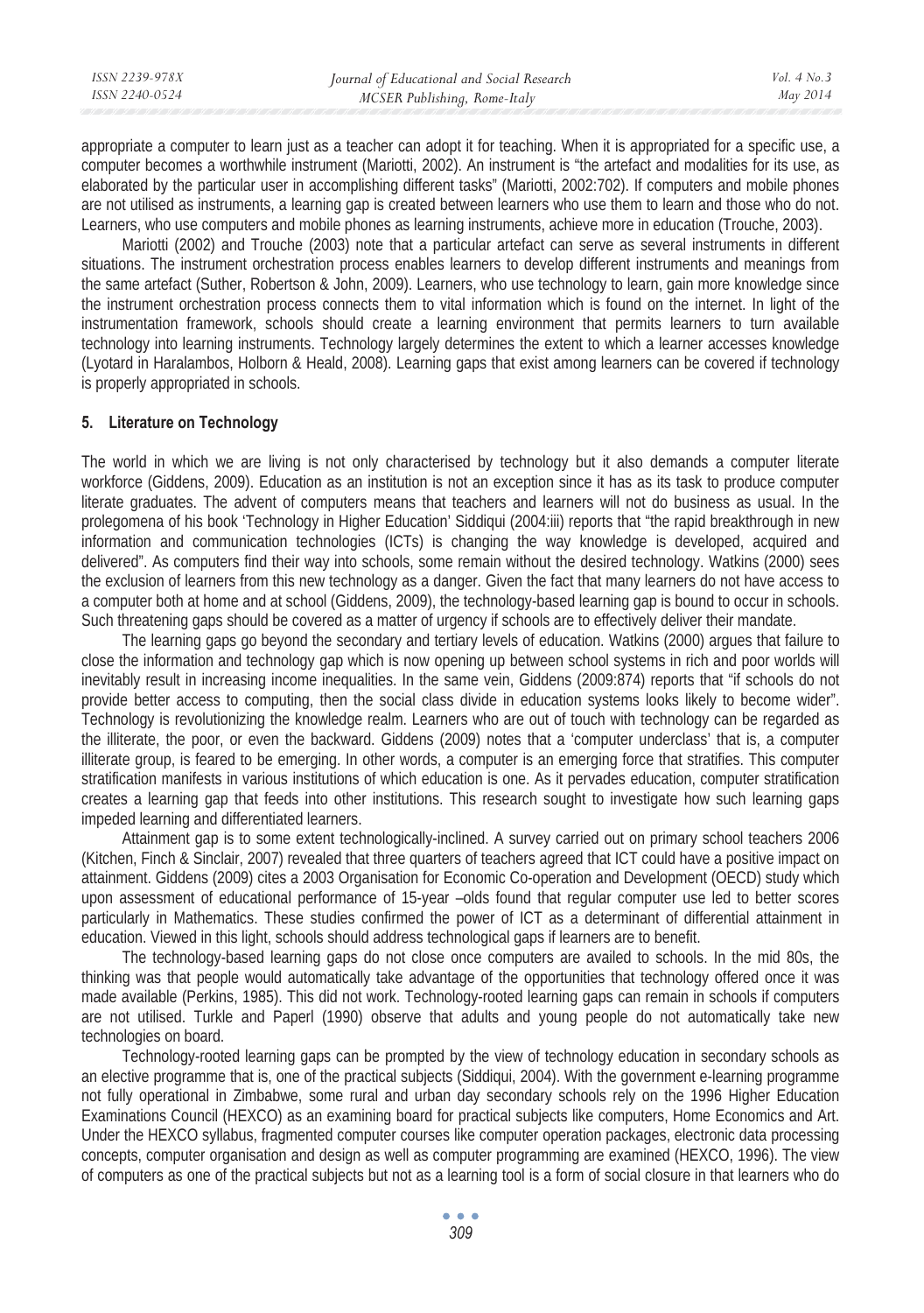appropriate a computer to learn just as a teacher can adopt it for teaching. When it is appropriated for a specific use, a computer becomes a worthwhile instrument (Mariotti, 2002). An instrument is "the artefact and modalities for its use, as elaborated by the particular user in accomplishing different tasks" (Mariotti, 2002:702). If computers and mobile phones are not utilised as instruments, a learning gap is created between learners who use them to learn and those who do not. Learners, who use computers and mobile phones as learning instruments, achieve more in education (Trouche, 2003).

Mariotti (2002) and Trouche (2003) note that a particular artefact can serve as several instruments in different situations. The instrument orchestration process enables learners to develop different instruments and meanings from the same artefact (Suther, Robertson & John, 2009). Learners, who use technology to learn, gain more knowledge since the instrument orchestration process connects them to vital information which is found on the internet. In light of the instrumentation framework, schools should create a learning environment that permits learners to turn available technology into learning instruments. Technology largely determines the extent to which a learner accesses knowledge (Lyotard in Haralambos, Holborn & Heald, 2008). Learning gaps that exist among learners can be covered if technology is properly appropriated in schools.

## 5. Literature on Technology

The world in which we are living is not only characterised by technology but it also demands a computer literate workforce (Giddens, 2009). Education as an institution is not an exception since it has as its task to produce computer literate graduates. The advent of computers means that teachers and learners will not do business as usual. In the prolegomena of his book 'Technology in Higher Education' Siddiqui (2004:iii) reports that "the rapid breakthrough in new information and communication technologies (ICTs) is changing the way knowledge is developed, acquired and delivered". As computers find their way into schools, some remain without the desired technology. Watkins (2000) sees the exclusion of learners from this new technology as a danger. Given the fact that many learners do not have access to a computer both at home and at school (Giddens, 2009), the technology-based learning gap is bound to occur in schools. Such threatening gaps should be covered as a matter of urgency if schools are to effectively deliver their mandate.

The learning gaps go beyond the secondary and tertiary levels of education. Watkins (2000) argues that failure to close the information and technology gap which is now opening up between school systems in rich and poor worlds will inevitably result in increasing income inequalities. In the same vein, Giddens (2009:874) reports that "if schools do not provide better access to computing, then the social class divide in education systems looks likely to become wider". Technology is revolutionizing the knowledge realm. Learners who are out of touch with technology can be regarded as the illiterate, the poor, or even the backward. Giddens (2009) notes that a 'computer underclass' that is, a computer illiterate group, is feared to be emerging. In other words, a computer is an emerging force that stratifies. This computer stratification manifests in various institutions of which education is one. As it pervades education, computer stratification creates a learning gap that feeds into other institutions. This research sought to investigate how such learning gaps impeded learning and differentiated learners.

Attainment gap is to some extent technologically-inclined. A survey carried out on primary school teachers 2006 (Kitchen, Finch & Sinclair, 2007) revealed that three quarters of teachers agreed that ICT could have a positive impact on attainment. Giddens (2009) cites a 2003 Organisation for Economic Co-operation and Development (OECD) study which upon assessment of educational performance of 15-year –olds found that regular computer use led to better scores particularly in Mathematics. These studies confirmed the power of ICT as a determinant of differential attainment in education. Viewed in this light, schools should address technological gaps if learners are to benefit.

The technology-based learning gaps do not close once computers are availed to schools. In the mid 80s, the thinking was that people would automatically take advantage of the opportunities that technology offered once it was made available (Perkins, 1985). This did not work. Technology-rooted learning gaps can remain in schools if computers are not utilised. Turkle and Paperl (1990) observe that adults and young people do not automatically take new technologies on board.

Technology-rooted learning gaps can be prompted by the view of technology education in secondary schools as an elective programme that is, one of the practical subjects (Siddiqui, 2004). With the government e-learning programme not fully operational in Zimbabwe, some rural and urban day secondary schools rely on the 1996 Higher Education Examinations Council (HEXCO) as an examining board for practical subjects like computers, Home Economics and Art. Under the HEXCO syllabus, fragmented computer courses like computer operation packages, electronic data processing concepts, computer organisation and design as well as computer programming are examined (HEXCO, 1996). The view of computers as one of the practical subjects but not as a learning tool is a form of social closure in that learners who do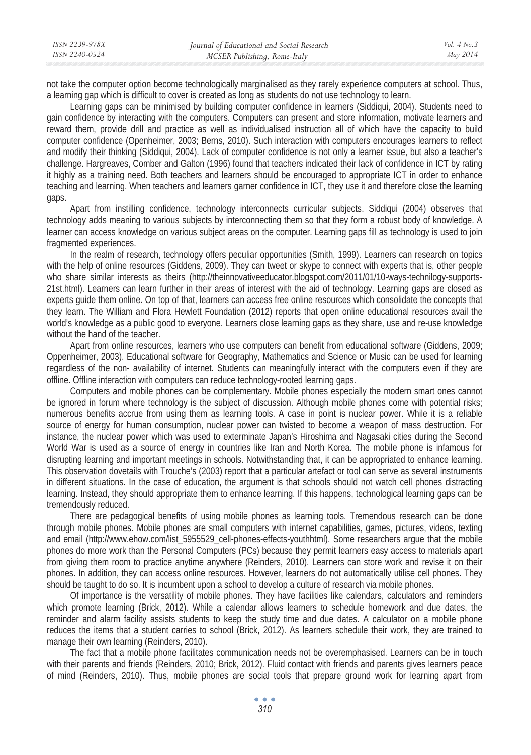not take the computer option become technologically marginalised as they rarely experience computers at school. Thus, a learning gap which is difficult to cover is created as long as students do not use technology to learn.

Learning gaps can be minimised by building computer confidence in learners (Siddiqui, 2004). Students need to gain confidence by interacting with the computers. Computers can present and store information, motivate learners and reward them, provide drill and practice as well as individualised instruction all of which have the capacity to build computer confidence (Openheimer, 2003; Berns, 2010). Such interaction with computers encourages learners to reflect and modify their thinking (Siddiqui, 2004). Lack of computer confidence is not only a learner issue, but also a teacher's challenge. Hargreaves, Comber and Galton (1996) found that teachers indicated their lack of confidence in ICT by rating it highly as a training need. Both teachers and learners should be encouraged to appropriate ICT in order to enhance teaching and learning. When teachers and learners garner confidence in ICT, they use it and therefore close the learning gaps.

Apart from instilling confidence, technology interconnects curricular subjects. Siddiqui (2004) observes that technology adds meaning to various subjects by interconnecting them so that they form a robust body of knowledge. A learner can access knowledge on various subject areas on the computer. Learning gaps fill as technology is used to join fragmented experiences.

In the realm of research, technology offers peculiar opportunities (Smith, 1999). Learners can research on topics with the help of online resources (Giddens, 2009). They can tweet or skype to connect with experts that is, other people who share similar interests as theirs (http://theinnovativeeducator.blogspot.com/2011/01/10-ways-technilogy-supports-21st.html). Learners can learn further in their areas of interest with the aid of technology. Learning gaps are closed as experts guide them online. On top of that, learners can access free online resources which consolidate the concepts that they learn. The William and Flora Hewlett Foundation (2012) reports that open online educational resources avail the world's knowledge as a public good to everyone. Learners close learning gaps as they share, use and re-use knowledge without the hand of the teacher.

Apart from online resources, learners who use computers can benefit from educational software (Giddens, 2009; Oppenheimer, 2003). Educational software for Geography, Mathematics and Science or Music can be used for learning regardless of the non- availability of internet. Students can meaningfully interact with the computers even if they are offline. Offline interaction with computers can reduce technology-rooted learning gaps.

Computers and mobile phones can be complementary. Mobile phones especially the modern smart ones cannot be ignored in forum where technology is the subject of discussion. Although mobile phones come with potential risks; numerous benefits accrue from using them as learning tools. A case in point is nuclear power. While it is a reliable source of energy for human consumption, nuclear power can twisted to become a weapon of mass destruction. For instance, the nuclear power which was used to exterminate Japan's Hiroshima and Nagasaki cities during the Second World War is used as a source of energy in countries like Iran and North Korea. The mobile phone is infamous for disrupting learning and important meetings in schools. Notwithstanding that, it can be appropriated to enhance learning. This observation dovetails with Trouche's (2003) report that a particular artefact or tool can serve as several instruments in different situations. In the case of education, the argument is that schools should not watch cell phones distracting learning. Instead, they should appropriate them to enhance learning. If this happens, technological learning gaps can be tremendously reduced.

There are pedagogical benefits of using mobile phones as learning tools. Tremendous research can be done through mobile phones. Mobile phones are small computers with internet capabilities, games, pictures, videos, texting and email (http://www.ehow.com/list_5955529_cell-phones-effects-youthhtml). Some researchers argue that the mobile phones do more work than the Personal Computers (PCs) because they permit learners easy access to materials apart from giving them room to practice anytime anywhere (Reinders, 2010). Learners can store work and revise it on their phones. In addition, they can access online resources. However, learners do not automatically utilise cell phones. They should be taught to do so. It is incumbent upon a school to develop a culture of research via mobile phones.

Of importance is the versatility of mobile phones. They have facilities like calendars, calculators and reminders which promote learning (Brick, 2012). While a calendar allows learners to schedule homework and due dates, the reminder and alarm facility assists students to keep the study time and due dates. A calculator on a mobile phone reduces the items that a student carries to school (Brick, 2012). As learners schedule their work, they are trained to manage their own learning (Reinders, 2010).

The fact that a mobile phone facilitates communication needs not be overemphasised. Learners can be in touch with their parents and friends (Reinders, 2010; Brick, 2012). Fluid contact with friends and parents gives learners peace of mind (Reinders, 2010). Thus, mobile phones are social tools that prepare ground work for learning apart from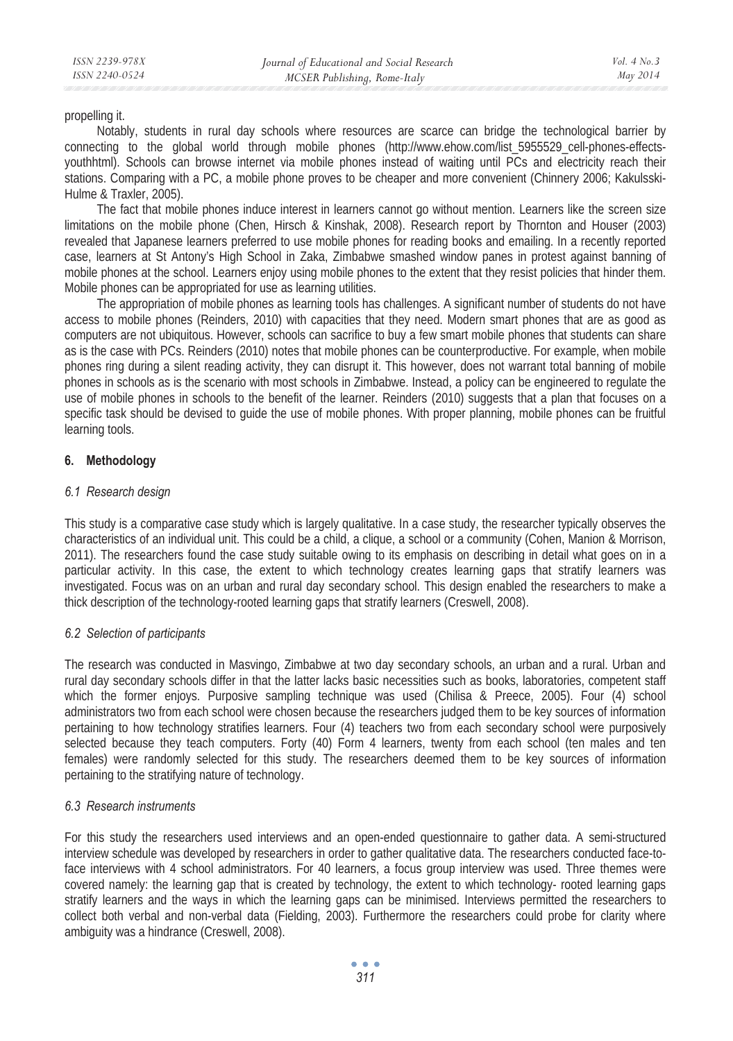propelling it.

Notably, students in rural day schools where resources are scarce can bridge the technological barrier by connecting to the global world through mobile phones (http://www.ehow.com/list_5955529_cell-phones-effects-youthhtml). Schools can browse internet via mobile phones instead of waiting until PCs and electricity reach their stations. Comparing with a PC, a mobile phone proves to be cheaper and more convenient (Chinnery 2006; Kakulsski-Hulme & Traxler, 2005).

The fact that mobile phones induce interest in learners cannot go without mention. Learners like the screen size limitations on the mobile phone (Chen, Hirsch & Kinshak, 2008). Research report by Thornton and Houser (2003) revealed that Japanese learners preferred to use mobile phones for reading books and emailing. In a recently reported case, learners at St Antony's High School in Zaka, Zimbabwe smashed window panes in protest against banning of mobile phones at the school. Learners enjoy using mobile phones to the extent that they resist policies that hinder them. Mobile phones can be appropriated for use as learning utilities.

The appropriation of mobile phones as learning tools has challenges. A significant number of students do not have access to mobile phones (Reinders, 2010) with capacities that they need. Modern smart phones that are as good as computers are not ubiquitous. However, schools can sacrifice to buy a few smart mobile phones that students can share as is the case with PCs. Reinders (2010) notes that mobile phones can be counterproductive. For example, when mobile phones ring during a silent reading activity, they can disrupt it. This however, does not warrant total banning of mobile phones in schools as is the scenario with most schools in Zimbabwe. Instead, a policy can be engineered to regulate the use of mobile phones in schools to the benefit of the learner. Reinders (2010) suggests that a plan that focuses on a specific task should be devised to guide the use of mobile phones. With proper planning, mobile phones can be fruitful learning tools.

## 6. Methodology

### *6.1 Research design*

This study is a comparative case study which is largely qualitative. In a case study, the researcher typically observes the characteristics of an individual unit. This could be a child, a clique, a school or a community (Cohen, Manion & Morrison, 2011). The researchers found the case study suitable owing to its emphasis on describing in detail what goes on in a particular activity. In this case, the extent to which technology creates learning gaps that stratify learners was investigated. Focus was on an urban and rural day secondary school. This design enabled the researchers to make a thick description of the technology-rooted learning gaps that stratify learners (Creswell, 2008).

### *6.2 Selection of participants*

The research was conducted in Masvingo, Zimbabwe at two day secondary schools, an urban and a rural. Urban and rural day secondary schools differ in that the latter lacks basic necessities such as books, laboratories, competent staff which the former enjoys. Purposive sampling technique was used (Chilisa & Preece, 2005). Four (4) school administrators two from each school were chosen because the researchers judged them to be key sources of information pertaining to how technology stratifies learners. Four (4) teachers two from each secondary school were purposively selected because they teach computers. Forty (40) Form 4 learners, twenty from each school (ten males and ten females) were randomly selected for this study. The researchers deemed them to be key sources of information pertaining to the stratifying nature of technology.

### *6.3 Research instruments*

For this study the researchers used interviews and an open-ended questionnaire to gather data. A semi-structured interview schedule was developed by researchers in order to gather qualitative data. The researchers conducted face-to-face interviews with 4 school administrators. For 40 learners, a focus group interview was used. Three themes were covered namely: the learning gap that is created by technology, the extent to which technology- rooted learning gaps stratify learners and the ways in which the learning gaps can be minimised. Interviews permitted the researchers to collect both verbal and non-verbal data (Fielding, 2003). Furthermore the researchers could probe for clarity where ambiguity was a hindrance (Creswell, 2008).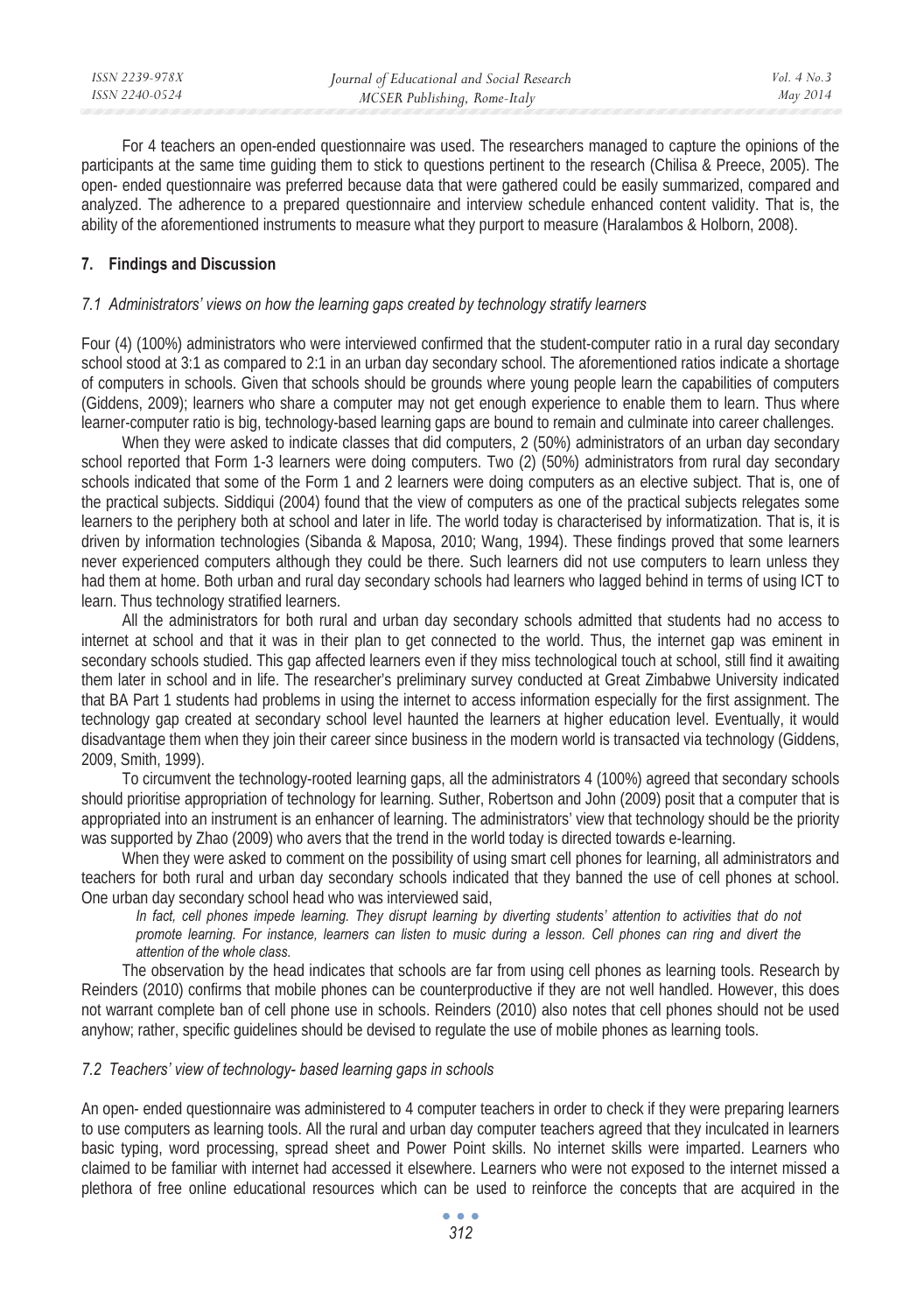For 4 teachers an open-ended questionnaire was used. The researchers managed to capture the opinions of the participants at the same time guiding them to stick to questions pertinent to the research (Chilisa & Preece, 2005). The open- ended questionnaire was preferred because data that were gathered could be easily summarized, compared and analyzed. The adherence to a prepared questionnaire and interview schedule enhanced content validity. That is, the ability of the aforementioned instruments to measure what they purport to measure (Haralambos & Holborn, 2008).

## 7. Findings and Discussion

### *7.1 Administrators' views on how the learning gaps created by technology stratify learners*

Four (4) (100%) administrators who were interviewed confirmed that the student-computer ratio in a rural day secondary school stood at 3:1 as compared to 2:1 in an urban day secondary school. The aforementioned ratios indicate a shortage of computers in schools. Given that schools should be grounds where young people learn the capabilities of computers (Giddens, 2009); learners who share a computer may not get enough experience to enable them to learn. Thus where learner-computer ratio is big, technology-based learning gaps are bound to remain and culminate into career challenges.

When they were asked to indicate classes that did computers, 2 (50%) administrators of an urban day secondary school reported that Form 1-3 learners were doing computers. Two (2) (50%) administrators from rural day secondary schools indicated that some of the Form 1 and 2 learners were doing computers as an elective subject. That is, one of the practical subjects. Siddiqui (2004) found that the view of computers as one of the practical subjects relegates some learners to the periphery both at school and later in life. The world today is characterised by informatization. That is, it is driven by information technologies (Sibanda & Maposa, 2010; Wang, 1994). These findings proved that some learners never experienced computers although they could be there. Such learners did not use computers to learn unless they had them at home. Both urban and rural day secondary schools had learners who lagged behind in terms of using ICT to learn. Thus technology stratified learners.

All the administrators for both rural and urban day secondary schools admitted that students had no access to internet at school and that it was in their plan to get connected to the world. Thus, the internet gap was eminent in secondary schools studied. This gap affected learners even if they miss technological touch at school, still find it awaiting them later in school and in life. The researcher's preliminary survey conducted at Great Zimbabwe University indicated that BA Part 1 students had problems in using the internet to access information especially for the first assignment. The technology gap created at secondary school level haunted the learners at higher education level. Eventually, it would disadvantage them when they join their career since business in the modern world is transacted via technology (Giddens, 2009, Smith, 1999).

To circumvent the technology-rooted learning gaps, all the administrators 4 (100%) agreed that secondary schools should prioritise appropriation of technology for learning. Suther, Robertson and John (2009) posit that a computer that is appropriated into an instrument is an enhancer of learning. The administrators' view that technology should be the priority was supported by Zhao (2009) who avers that the trend in the world today is directed towards e-learning.

When they were asked to comment on the possibility of using smart cell phones for learning, all administrators and teachers for both rural and urban day secondary schools indicated that they banned the use of cell phones at school. One urban day secondary school head who was interviewed said,

> *In fact, cell phones impede learning. They disrupt learning by diverting students' attention to activities that do not promote learning. For instance, learners can listen to music during a lesson. Cell phones can ring and divert the attention of the whole class.*

The observation by the head indicates that schools are far from using cell phones as learning tools. Research by Reinders (2010) confirms that mobile phones can be counterproductive if they are not well handled. However, this does not warrant complete ban of cell phone use in schools. Reinders (2010) also notes that cell phones should not be used anyhow; rather, specific guidelines should be devised to regulate the use of mobile phones as learning tools.

### *7.2 Teachers' view of technology- based learning gaps in schools*

An open- ended questionnaire was administered to 4 computer teachers in order to check if they were preparing learners to use computers as learning tools. All the rural and urban day computer teachers agreed that they inculcated in learners basic typing, word processing, spread sheet and Power Point skills. No internet skills were imparted. Learners who claimed to be familiar with internet had accessed it elsewhere. Learners who were not exposed to the internet missed a plethora of free online educational resources which can be used to reinforce the concepts that are acquired in the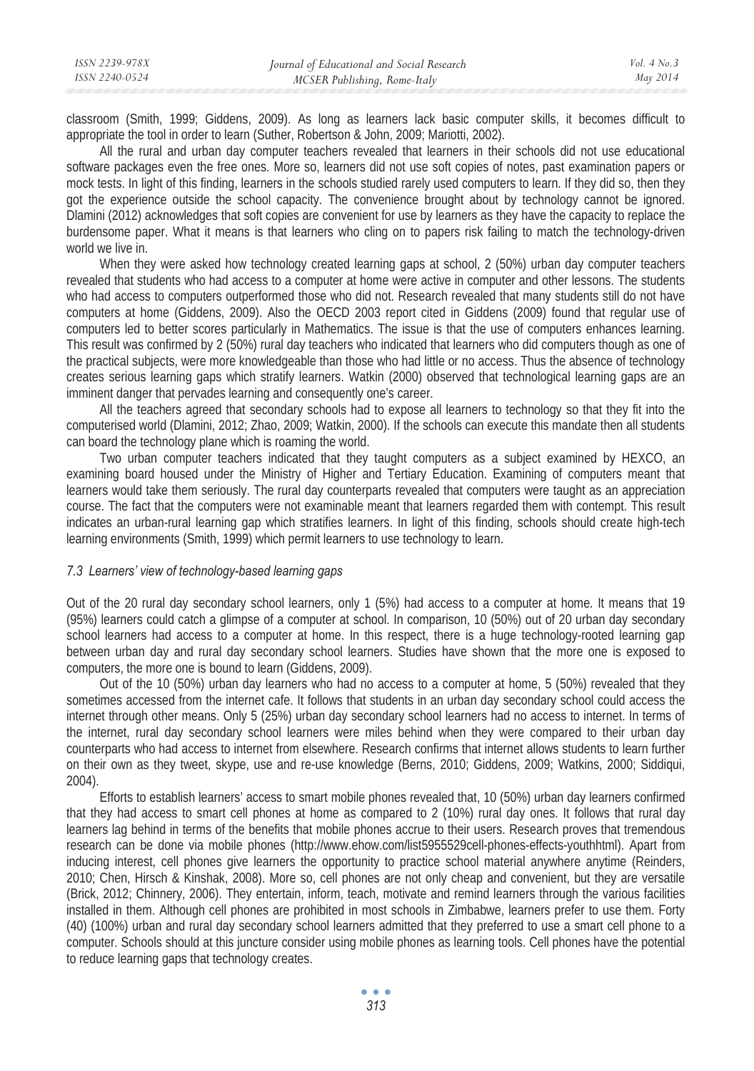classroom (Smith, 1999; Giddens, 2009). As long as learners lack basic computer skills, it becomes difficult to appropriate the tool in order to learn (Suther, Robertson & John, 2009; Mariotti, 2002).

All the rural and urban day computer teachers revealed that learners in their schools did not use educational software packages even the free ones. More so, learners did not use soft copies of notes, past examination papers or mock tests. In light of this finding, learners in the schools studied rarely used computers to learn. If they did so, then they got the experience outside the school capacity. The convenience brought about by technology cannot be ignored. Dlamini (2012) acknowledges that soft copies are convenient for use by learners as they have the capacity to replace the burdensome paper. What it means is that learners who cling on to papers risk failing to match the technology-driven world we live in.

When they were asked how technology created learning gaps at school, 2 (50%) urban day computer teachers revealed that students who had access to a computer at home were active in computer and other lessons. The students who had access to computers outperformed those who did not. Research revealed that many students still do not have computers at home (Giddens, 2009). Also the OECD 2003 report cited in Giddens (2009) found that regular use of computers led to better scores particularly in Mathematics. The issue is that the use of computers enhances learning. This result was confirmed by 2 (50%) rural day teachers who indicated that learners who did computers though as one of the practical subjects, were more knowledgeable than those who had little or no access. Thus the absence of technology creates serious learning gaps which stratify learners. Watkin (2000) observed that technological learning gaps are an imminent danger that pervades learning and consequently one's career.

All the teachers agreed that secondary schools had to expose all learners to technology so that they fit into the computerised world (Dlamini, 2012; Zhao, 2009; Watkin, 2000). If the schools can execute this mandate then all students can board the technology plane which is roaming the world.

Two urban computer teachers indicated that they taught computers as a subject examined by HEXCO, an examining board housed under the Ministry of Higher and Tertiary Education. Examining of computers meant that learners would take them seriously. The rural day counterparts revealed that computers were taught as an appreciation course. The fact that the computers were not examinable meant that learners regarded them with contempt. This result indicates an urban-rural learning gap which stratifies learners. In light of this finding, schools should create high-tech learning environments (Smith, 1999) which permit learners to use technology to learn.

### *7.3 Learners' view of technology-based learning gaps*

Out of the 20 rural day secondary school learners, only 1 (5%) had access to a computer at home. It means that 19 (95%) learners could catch a glimpse of a computer at school. In comparison, 10 (50%) out of 20 urban day secondary school learners had access to a computer at home. In this respect, there is a huge technology-rooted learning gap between urban day and rural day secondary school learners. Studies have shown that the more one is exposed to computers, the more one is bound to learn (Giddens, 2009).

Out of the 10 (50%) urban day learners who had no access to a computer at home, 5 (50%) revealed that they sometimes accessed from the internet cafe. It follows that students in an urban day secondary school could access the internet through other means. Only 5 (25%) urban day secondary school learners had no access to internet. In terms of the internet, rural day secondary school learners were miles behind when they were compared to their urban day counterparts who had access to internet from elsewhere. Research confirms that internet allows students to learn further on their own as they tweet, skype, use and re-use knowledge (Berns, 2010; Giddens, 2009; Watkins, 2000; Siddiqui, 2004).

Efforts to establish learners' access to smart mobile phones revealed that, 10 (50%) urban day learners confirmed that they had access to smart cell phones at home as compared to 2 (10%) rural day ones. It follows that rural day learners lag behind in terms of the benefits that mobile phones accrue to their users. Research proves that tremendous research can be done via mobile phones (http://www.ehow.com/list5955529cell-phones-effects-youthhtml). Apart from inducing interest, cell phones give learners the opportunity to practice school material anywhere anytime (Reinders, 2010; Chen, Hirsch & Kinshak, 2008). More so, cell phones are not only cheap and convenient, but they are versatile (Brick, 2012; Chinnery, 2006). They entertain, inform, teach, motivate and remind learners through the various facilities installed in them. Although cell phones are prohibited in most schools in Zimbabwe, learners prefer to use them. Forty (40) (100%) urban and rural day secondary school learners admitted that they preferred to use a smart cell phone to a computer. Schools should at this juncture consider using mobile phones as learning tools. Cell phones have the potential to reduce learning gaps that technology creates.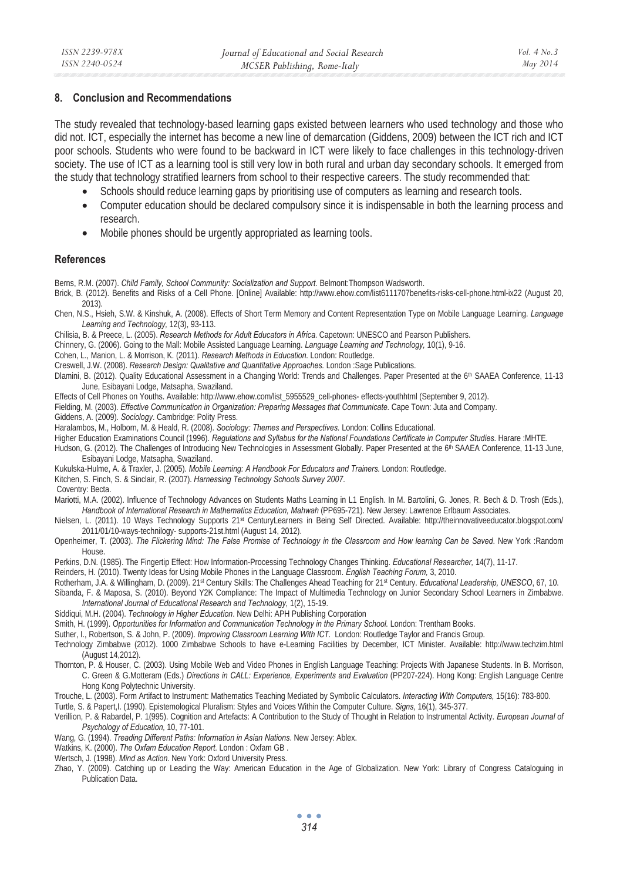## 8. Conclusion and Recommendations

The study revealed that technology-based learning gaps existed between learners who used technology and those who did not. ICT, especially the internet has become a new line of demarcation (Giddens, 2009) between the ICT rich and ICT poor schools. Students who were found to be backward in ICT were likely to face challenges in this technology-driven society. The use of ICT as a learning tool is still very low in both rural and urban day secondary schools. It emerged from the study that technology stratified learners from school to their respective careers. The study recommended that:

- Schools should reduce learning gaps by prioritising use of computers as learning and research tools.
- Computer education should be declared compulsory since it is indispensable in both the learning process and research.
- Mobile phones should be urgently appropriated as learning tools.

## References

Berns, R.M. (2007). *Child Family, School Community: Socialization and Support.* Belmont:Thompson Wadsworth.

Brick, B. (2012). Benefits and Risks of a Cell Phone. [Online] Available: http://www.ehow.com/list6111707benefits-risks-cell-phone.html-ix22 (August 20, 2013).

Chen, N.S., Hsieh, S.W. & Kinshuk, A. (2008). Effects of Short Term Memory and Content Representation Type on Mobile Language Learning. *Language Learning and Technology,* 12(3), 93-113.

Chilisia, B. & Preece, L. (2005). *Research Methods for Adult Educators in Africa.* Capetown: UNESCO and Pearson Publishers.

Chinnery, G. (2006). Going to the Mall: Mobile Assisted Language Learning. *Language Learning and Technology,* 10(1), 9-16.

Cohen, L., Manion, L. & Morrison, K. (2011). *Research Methods in Education.* London: Routledge.

Creswell, J.W. (2008). *Research Design: Qualitative and Quantitative Approaches.* London :Sage Publications.

Dlamini, B. (2012). Quality Educational Assessment in a Changing World: Trends and Challenges. Paper Presented at the 6th SAAEA Conference, 11-13 June, Esibayani Lodge, Matsapha, Swaziland.

Effects of Cell Phones on Youths. Available: http://www.ehow.com/list_5955529_cell-phones- effects-youthhtml (September 9, 2012).

Fielding, M. (2003). *Effective Communication in Organization: Preparing Messages that Communicate.* Cape Town: Juta and Company.

Giddens, A. (2009). *Sociology*. Cambridge: Polity Press.

Haralambos, M., Holborn, M. & Heald, R. (2008). *Sociology: Themes and Perspectives.* London: Collins Educational.

Higher Education Examinations Council (1996). *Regulations and Syllabus for the National Foundations Certificate in Computer Studies*. Harare :MHTE.

Hudson, G. (2012). The Challenges of Introducing New Technologies in Assessment Globally. Paper Presented at the 6th SAAEA Conference, 11-13 June, Esibayani Lodge, Matsapha, Swaziland.

Kukulska-Hulme, A. & Traxler, J. (2005). *Mobile Learning: A Handbook For Educators and Trainers.* London: Routledge.

Kitchen, S. Finch, S. & Sinclair, R. (2007). *Harnessing Technology Schools Survey 2007.* Coventry: Becta.

Mariotti, M.A. (2002). Influence of Technology Advances on Students Maths Learning in L1 English. In M. Bartolini, G. Jones, R. Bech & D. Trosh (Eds.), *Handbook of International Research in Mathematics Education, Mahwah* (PP695-721). New Jersey: Lawrence Erlbaum Associates.

Nielsen, L. (2011). 10 Ways Technology Supports 21st CenturyLearners in Being Self Directed. Available: http://theinnovativeeducator.blogspot.com/ 2011/01/10-ways-technilogy- supports-21st.html (August 14, 2012).

Openheimer, T. (2003). *The Flickering Mind: The False Promise of Technology in the Classroom and How learning Can be Saved*. New York :Random House.

Perkins, D.N. (1985). The Fingertip Effect: How Information-Processing Technology Changes Thinking. *Educational Researcher,* 14(7), 11-17.

Reinders, H. (2010). Twenty Ideas for Using Mobile Phones in the Language Classroom. *English Teaching Forum,* 3, 2010.

Rotherham, J.A. & Willingham, D. (2009). 21st Century Skills: The Challenges Ahead Teaching for 21st Century. *Educational Leadership, UNESCO*, 67, 10.

Sibanda, F. & Maposa, S. (2010). Beyond Y2K Compliance: The Impact of Multimedia Technology on Junior Secondary School Learners in Zimbabwe. *International Journal of Educational Research and Technology,* 1(2), 15-19.

Siddiqui, M.H. (2004). *Technology in Higher Education*. New Delhi: APH Publishing Corporation

Smith, H. (1999). *Opportunities for Information and Communication Technology in the Primary School.* London: Trentham Books.

Suther, I., Robertson, S. & John, P. (2009). *Improving Classroom Learning With ICT*. London: Routledge Taylor and Francis Group.

Technology Zimbabwe (2012). 1000 Zimbabwe Schools to have e-Learning Facilities by December, ICT Minister. Available: http://www.techzim.html (August 14,2012).

Thornton, P. & Houser, C. (2003). Using Mobile Web and Video Phones in English Language Teaching: Projects With Japanese Students. In B. Morrison, C. Green & G.Motteram (Eds.) *Directions in CALL: Experience, Experiments and Evaluation* (PP207-224). Hong Kong: English Language Centre Hong Kong Polytechnic University.

Trouche, L. (2003). Form Artifact to Instrument: Mathematics Teaching Mediated by Symbolic Calculators. *Interacting With Computers,* 15(16): 783-800.

Turtle, S. & Papert,I. (1990). Epistemological Pluralism: Styles and Voices Within the Computer Culture. *Signs,* 16(1), 345-377.

Verillion, P. & Rabardel, P. 1(995). Cognition and Artefacts: A Contribution to the Study of Thought in Relation to Instrumental Activity. *European Journal of Psychology of Education,* 10, 77-101.

Wang, G. (1994). *Treading Different Paths: Information in Asian Nations*. New Jersey: Ablex.

Watkins, K. (2000). *The Oxfam Education Report.* London : Oxfam GB .

Wertsch, J. (1998). *Mind as Action*. New York: Oxford University Press.

Zhao, Y. (2009). Catching up or Leading the Way: American Education in the Age of Globalization. New York: Library of Congress Cataloguing in Publication Data.